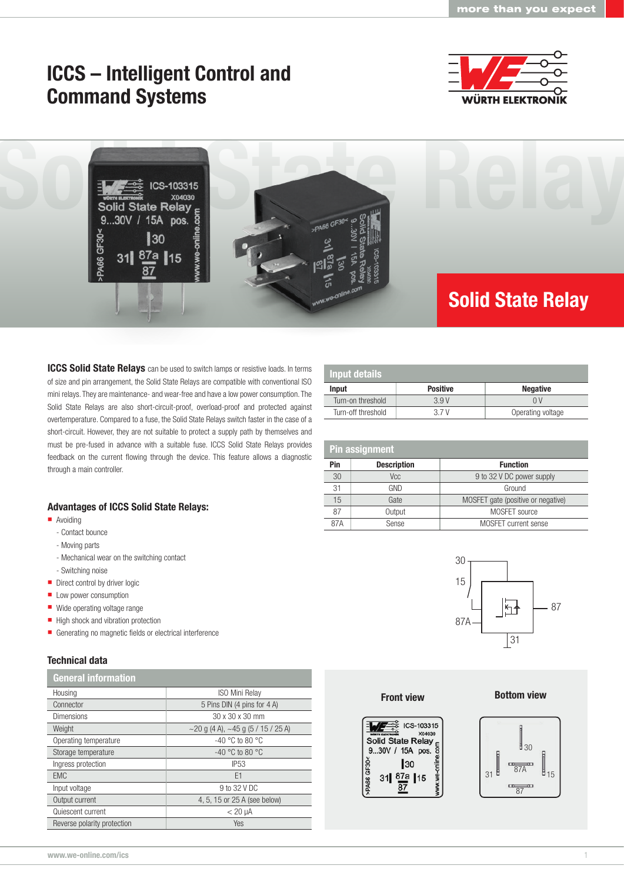# ICCS – Intelligent Control and Command Systems

## Solid State Relay

**ICCS Solid State Relays** can be used to switch lamps or resistive loads. In terms of size and pin arrangement, the Solid State Relays are compatible with conventional ISO mini relays. They are maintenance- and wear-free and have a low power consumption. The Solid State Relays are also short-circuit-proof, overload-proof and protected against overtemperature. Compared to a fuse, the Solid State Relays switch faster in the case of a short-circuit. However, they are not suitable to protect a supply path by themselves and must be pre-fused in advance with a suitable fuse. ICCS Solid State Relays provides feedback on the current flowing through the device. This feature allows a diagnostic through a main controller.

### Advantages of ICCS Solid State Relays:

- Avoiding
  - Contact bounce
  - Moving parts
  - Mechanical wear on the switching contact
  - Switching noise
- Direct control by driver logic
- Low power consumption
- Wide operating voltage range
- High shock and vibration protection
- Generating no magnetic fields or electrical interference

### Input details

| Input | Positive | Negative |
|---|---|---|
| Turn-on threshold | 3.9 V | 0 V |
| Turn-off threshold | 3.7 V | Operating voltage |

### Pin assignment

| Pin | Description | Function |
|---|---|---|
| 30 | Vcc | 9 to 32 V DC power supply |
| 31 | GND | Ground |
| 15 | Gate | MOSFET gate (positive or negative) |
| 87 | Output | MOSFET source |
| 87A | Sense | MOSFET current sense |

### Technical data

| General information | |
|---|---|
| Housing | ISO Mini Relay |
| Connector | 5 Pins DIN (4 pins for 4 A) |
| Dimensions | 30 x 30 x 30 mm |
| Weight | ~20 g (4 A), ~45 g (5 / 15 / 25 A) |
| Operating temperature | -40 °C to 80 °C |
| Storage temperature | -40 °C to 80 °C |
| Ingress protection | IP53 |
| EMC | E1 |
| Input voltage | 9 to 32 V DC |
| Output current | 4, 5, 15 or 25 A (see below) |
| Quiescent current | < 20 µA |
| Reverse polarity protection | Yes |

Front view

Bottom view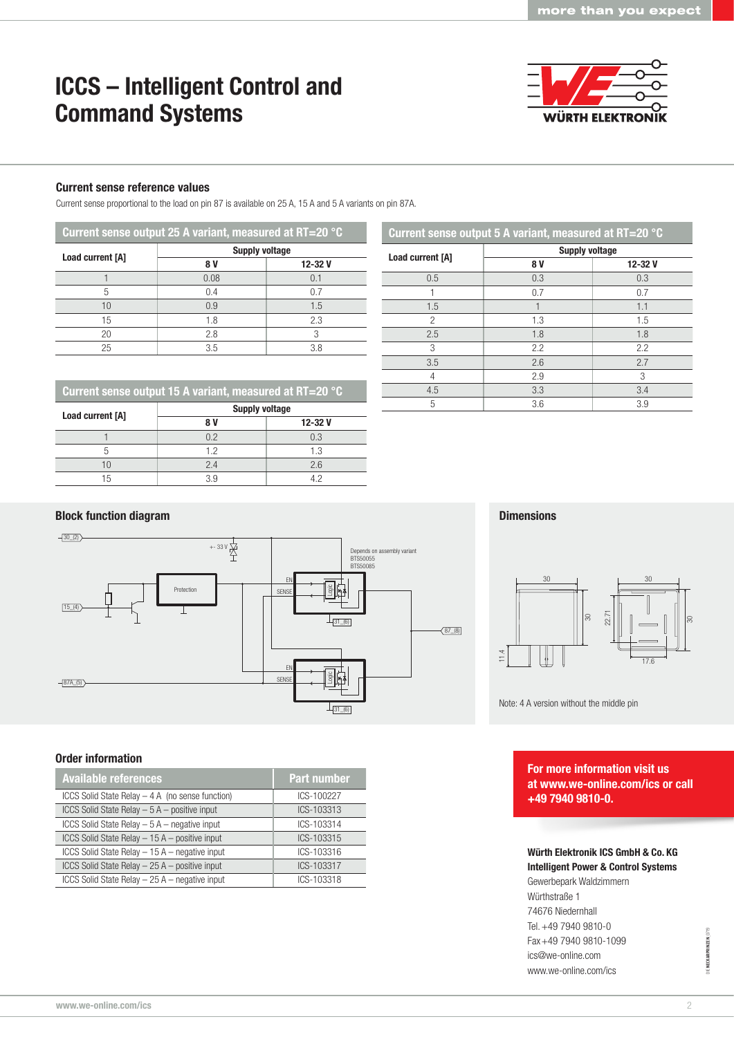# ICCS – Intelligent Control and Command Systems

## Current sense reference values

Current sense proportional to the load on pin 87 is available on 25 A, 15 A and 5 A variants on pin 87A.

### Current sense output 25 A variant, measured at RT=20 °C

| Load current [A] | Supply voltage | |
|---|---|---|
| | 8 V | 12-32 V |
| 1 | 0.08 | 0.1 |
| 5 | 0.4 | 0.7 |
| 10 | 0.9 | 1.5 |
| 15 | 1.8 | 2.3 |
| 20 | 2.8 | 3 |
| 25 | 3.5 | 3.8 |

### Current sense output 15 A variant, measured at RT=20 °C

| Load current [A] | Supply voltage | |
|---|---|---|
| | 8 V | 12-32 V |
| 1 | 0.2 | 0.3 |
| 5 | 1.2 | 1.3 |
| 10 | 2.4 | 2.6 |
| 15 | 3.9 | 4.2 |

### Current sense output 5 A variant, measured at RT=20 °C

| Load current [A] | Supply voltage | |
|---|---|---|
| | 8 V | 12-32 V |
| 0.5 | 0.3 | 0.3 |
| 1 | 0.7 | 0.7 |
| 1.5 | 1 | 1.1 |
| 2 | 1.3 | 1.5 |
| 2.5 | 1.8 | 1.8 |
| 3 | 2.2 | 2.2 |
| 3.5 | 2.6 | 2.7 |
| 4 | 2.9 | 3 |
| 4.5 | 3.3 | 3.4 |
| 5 | 3.6 | 3.9 |

## Block function diagram

30_(2)
+- 33 V
Depends on assembly variant
BTS50055
BTS50085
Protection
15_(4)
EN
SENSE
Logic
31_(6)
87_(8)
87A_(5)
EN
SENSE
Logic
31_(6)

## Dimensions

30
30
22.71
30
11.4
17.6
30

Note: 4 A version without the middle pin

## Order information

| Available references | Part number |
|---|---|
| ICCS Solid State Relay – 4 A (no sense function) | ICS-100227 |
| ICCS Solid State Relay – 5 A – positive input | ICS-103313 |
| ICCS Solid State Relay – 5 A – negative input | ICS-103314 |
| ICCS Solid State Relay – 15 A – positive input | ICS-103315 |
| ICCS Solid State Relay – 15 A – negative input | ICS-103316 |
| ICCS Solid State Relay – 25 A – positive input | ICS-103317 |
| ICCS Solid State Relay – 25 A – negative input | ICS-103318 |

**For more information visit us at www.we-online.com/ics or call +49 7940 9810-0.**

**Würth Elektronik ICS GmbH & Co. KG**
**Intelligent Power & Control Systems**
Gewerbepark Waldzimmern
Würthstraße 1
74676 Niedernhall
Tel. +49 7940 9810-0
Fax +49 7940 9810-1099
ics@we-online.com
www.we-online.com/ics